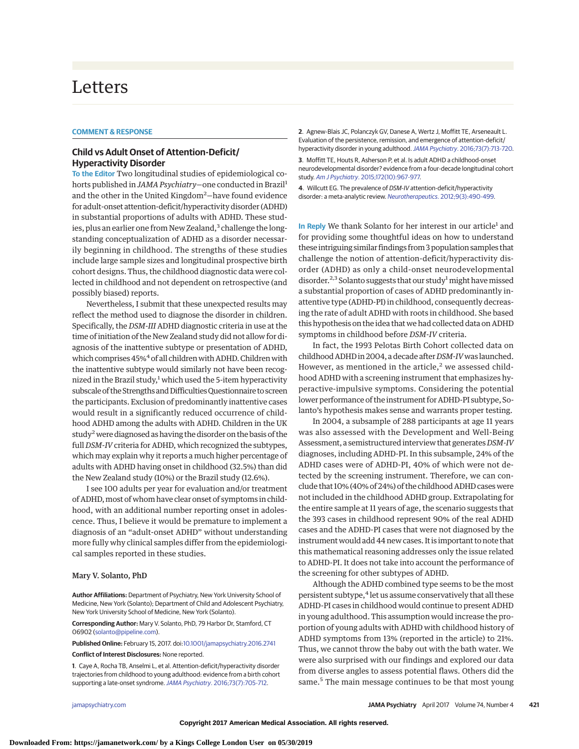# Letters

## COMMENT & RESPONSE

### Child vs Adult Onset of Attention-Deficit/Hyperactivity Disorder

**To the Editor** Two longitudinal studies of epidemiological cohorts published in *JAMA Psychiatry*—one conducted in Brazil[1] and the other in the United Kingdom[2]—have found evidence for adult-onset attention-deficit/hyperactivity disorder (ADHD) in substantial proportions of adults with ADHD. These studies, plus an earlier one from New Zealand,[3] challenge the longstanding conceptualization of ADHD as a disorder necessarily beginning in childhood. The strengths of these studies include large sample sizes and longitudinal prospective birth cohort designs. Thus, the childhood diagnostic data were collected in childhood and not dependent on retrospective (and possibly biased) reports.

Nevertheless, I submit that these unexpected results may reflect the method used to diagnose the disorder in children. Specifically, the *DSM-III* ADHD diagnostic criteria in use at the time of initiation of the New Zealand study did not allow for diagnosis of the inattentive subtype or presentation of ADHD, which comprises 45%[4] of all children with ADHD. Children with the inattentive subtype would similarly not have been recognized in the Brazil study,[1] which used the 5-item hyperactivity subscale of the Strengths and Difficulties Questionnaire to screen the participants. Exclusion of predominantly inattentive cases would result in a significantly reduced occurrence of childhood ADHD among the adults with ADHD. Children in the UK study[2] were diagnosed as having the disorder on the basis of the full *DSM-IV* criteria for ADHD, which recognized the subtypes, which may explain why it reports a much higher percentage of adults with ADHD having onset in childhood (32.5%) than did the New Zealand study (10%) or the Brazil study (12.6%).

I see 100 adults per year for evaluation and/or treatment of ADHD, most of whom have clear onset of symptoms in childhood, with an additional number reporting onset in adolescence. Thus, I believe it would be premature to implement a diagnosis of an "adult-onset ADHD" without understanding more fully why clinical samples differ from the epidemiological samples reported in these studies.

Mary V. Solanto, PhD

**Author Affiliations:** Department of Psychiatry, New York University School of Medicine, New York (Solanto); Department of Child and Adolescent Psychiatry, New York University School of Medicine, New York (Solanto).

**Corresponding Author:** Mary V. Solanto, PhD, 79 Harbor Dr, Stamford, CT 06902 (solanto@pipeline.com).

**Published Online:** February 15, 2017. doi:10.1001/jamapsychiatry.2016.2741

**Conflict of Interest Disclosures:** None reported.

1. Caye A, Rocha TB, Anselmi L, et al. Attention-deficit/hyperactivity disorder trajectories from childhood to young adulthood: evidence from a birth cohort supporting a late-onset syndrome. *JAMA Psychiatry*. 2016;73(7):705-712.

2. Agnew-Blais JC, Polanczyk GV, Danese A, Wertz J, Moffitt TE, Arseneault L. Evaluation of the persistence, remission, and emergence of attention-deficit/hyperactivity disorder in young adulthood. *JAMA Psychiatry*. 2016;73(7):713-720.

3. Moffitt TE, Houts R, Asherson P, et al. Is adult ADHD a childhood-onset neurodevelopmental disorder? evidence from a four-decade longitudinal cohort study. *Am J Psychiatry*. 2015;172(10):967-977.

4. Willcutt EG. The prevalence of *DSM-IV* attention-deficit/hyperactivity disorder: a meta-analytic review. *Neurotherapeutics*. 2012;9(3):490-499.

**In Reply** We thank Solanto for her interest in our article[1] and for providing some thoughtful ideas on how to understand these intriguing similar findings from 3 population samples that challenge the notion of attention-deficit/hyperactivity disorder (ADHD) as only a child-onset neurodevelopmental disorder.[2,3] Solanto suggests that our study[1] might have missed a substantial proportion of cases of ADHD predominantly inattentive type (ADHD-PI) in childhood, consequently decreasing the rate of adult ADHD with roots in childhood. She based this hypothesis on the idea that we had collected data on ADHD symptoms in childhood before *DSM-IV* criteria.

In fact, the 1993 Pelotas Birth Cohort collected data on childhood ADHD in 2004, a decade after *DSM-IV* was launched. However, as mentioned in the article,[2] we assessed childhood ADHD with a screening instrument that emphasizes hyperactive-impulsive symptoms. Considering the potential lower performance of the instrument for ADHD-PI subtype, Solanto's hypothesis makes sense and warrants proper testing.

In 2004, a subsample of 288 participants at age 11 years was also assessed with the Development and Well-Being Assessment, a semistructured interview that generates *DSM-IV* diagnoses, including ADHD-PI. In this subsample, 24% of the ADHD cases were of ADHD-PI, 40% of which were not detected by the screening instrument. Therefore, we can conclude that 10% (40% of 24%) of the childhood ADHD cases were not included in the childhood ADHD group. Extrapolating for the entire sample at 11 years of age, the scenario suggests that the 393 cases in childhood represent 90% of the real ADHD cases and the ADHD-PI cases that were not diagnosed by the instrument would add 44 new cases. It is important to note that this mathematical reasoning addresses only the issue related to ADHD-PI. It does not take into account the performance of the screening for other subtypes of ADHD.

Although the ADHD combined type seems to be the most persistent subtype,[4] let us assume conservatively that all these ADHD-PI cases in childhood would continue to present ADHD in young adulthood. This assumption would increase the proportion of young adults with ADHD with childhood history of ADHD symptoms from 13% (reported in the article) to 21%. Thus, we cannot throw the baby out with the bath water. We were also surprised with our findings and explored our data from diverse angles to assess potential flaws. Others did the same.[5] The main message continues to be that most young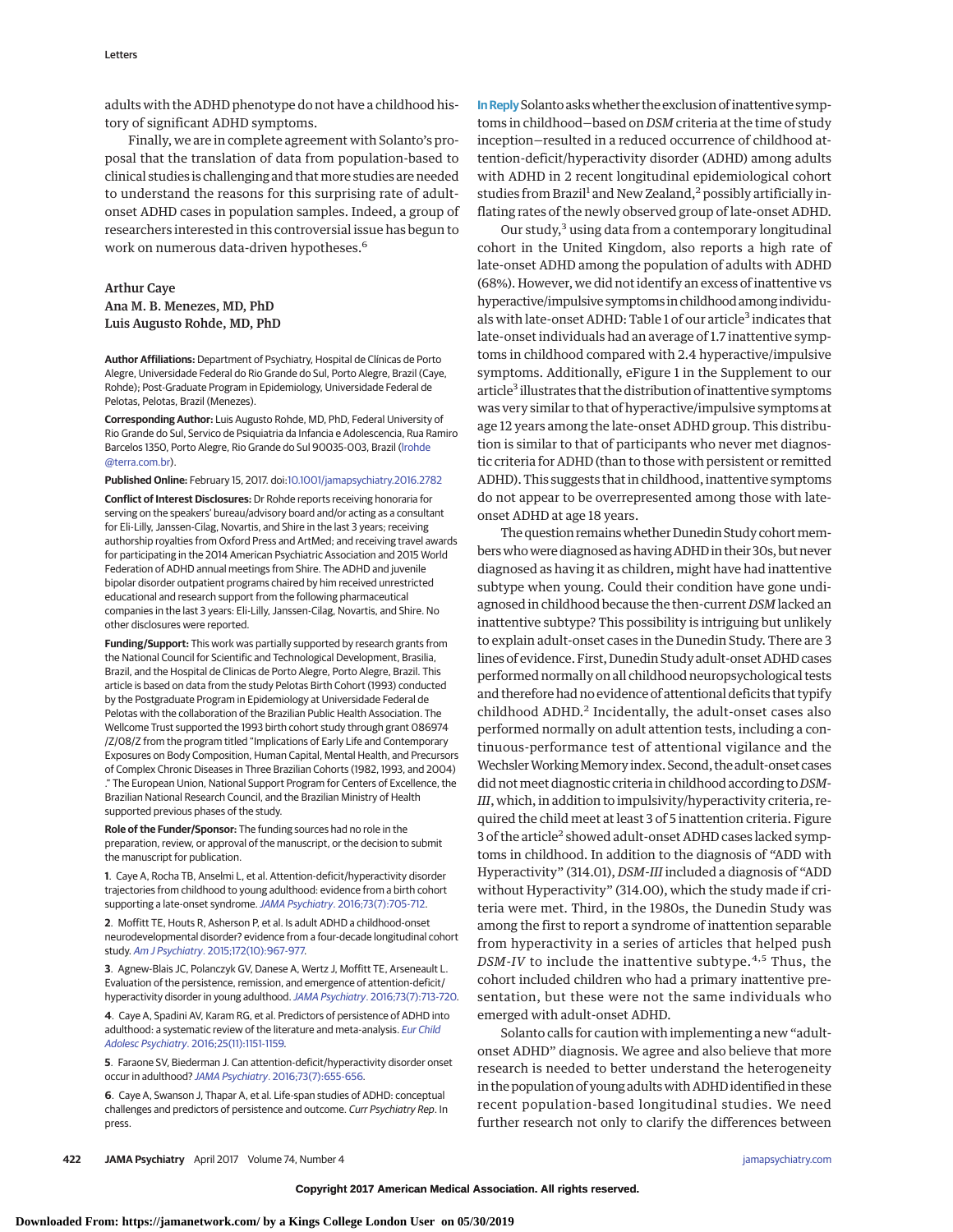adults with the ADHD phenotype do not have a childhood history of significant ADHD symptoms.

Finally, we are in complete agreement with Solanto's proposal that the translation of data from population-based to clinical studies is challenging and that more studies are needed to understand the reasons for this surprising rate of adult-onset ADHD cases in population samples. Indeed, a group of researchers interested in this controversial issue has begun to work on numerous data-driven hypotheses.[6]

Arthur Caye
Ana M. B. Menezes, MD, PhD
Luis Augusto Rohde, MD, PhD

**Author Affiliations:** Department of Psychiatry, Hospital de Clínicas de Porto Alegre, Universidade Federal do Rio Grande do Sul, Porto Alegre, Brazil (Caye, Rohde); Post-Graduate Program in Epidemiology, Universidade Federal de Pelotas, Pelotas, Brazil (Menezes).

**Corresponding Author:** Luis Augusto Rohde, MD, PhD, Federal University of Rio Grande do Sul, Servico de Psiquiatria da Infancia e Adolescencia, Rua Ramiro Barcelos 1350, Porto Alegre, Rio Grande do Sul 90035-003, Brazil (lrohde@terra.com.br).

**Published Online:** February 15, 2017. doi:10.1001/jamapsychiatry.2016.2782

**Conflict of Interest Disclosures:** Dr Rohde reports receiving honoraria for serving on the speakers' bureau/advisory board and/or acting as a consultant for Eli-Lilly, Janssen-Cilag, Novartis, and Shire in the last 3 years; receiving authorship royalties from Oxford Press and ArtMed; and receiving travel awards for participating in the 2014 American Psychiatric Association and 2015 World Federation of ADHD annual meetings from Shire. The ADHD and juvenile bipolar disorder outpatient programs chaired by him received unrestricted educational and research support from the following pharmaceutical companies in the last 3 years: Eli-Lilly, Janssen-Cilag, Novartis, and Shire. No other disclosures were reported.

**Funding/Support:** This work was partially supported by research grants from the National Council for Scientific and Technological Development, Brasilia, Brazil, and the Hospital de Clinicas de Porto Alegre, Porto Alegre, Brazil. This article is based on data from the study Pelotas Birth Cohort (1993) conducted by the Postgraduate Program in Epidemiology at Universidade Federal de Pelotas with the collaboration of the Brazilian Public Health Association. The Wellcome Trust supported the 1993 birth cohort study through grant 086974/Z/08/Z from the program titled "Implications of Early Life and Contemporary Exposures on Body Composition, Human Capital, Mental Health, and Precursors of Complex Chronic Diseases in Three Brazilian Cohorts (1982, 1993, and 2004)." The European Union, National Support Program for Centers of Excellence, the Brazilian National Research Council, and the Brazilian Ministry of Health supported previous phases of the study.

**Role of the Funder/Sponsor:** The funding sources had no role in the preparation, review, or approval of the manuscript, or the decision to submit the manuscript for publication.

1. Caye A, Rocha TB, Anselmi L, et al. Attention-deficit/hyperactivity disorder trajectories from childhood to young adulthood: evidence from a birth cohort supporting a late-onset syndrome. *JAMA Psychiatry*. 2016;73(7):705-712.

2. Moffitt TE, Houts R, Asherson P, et al. Is adult ADHD a childhood-onset neurodevelopmental disorder? evidence from a four-decade longitudinal cohort study. *Am J Psychiatry*. 2015;172(10):967-977.

3. Agnew-Blais JC, Polanczyk GV, Danese A, Wertz J, Moffitt TE, Arseneault L. Evaluation of the persistence, remission, and emergence of attention-deficit/hyperactivity disorder in young adulthood. *JAMA Psychiatry*. 2016;73(7):713-720.

4. Caye A, Spadini AV, Karam RG, et al. Predictors of persistence of ADHD into adulthood: a systematic review of the literature and meta-analysis. *Eur Child Adolesc Psychiatry*. 2016;25(11):1151-1159.

5. Faraone SV, Biederman J. Can attention-deficit/hyperactivity disorder onset occur in adulthood? *JAMA Psychiatry*. 2016;73(7):655-656.

6. Caye A, Swanson J, Thapar A, et al. Life-span studies of ADHD: conceptual challenges and predictors of persistence and outcome. *Curr Psychiatry Rep*. In press.

**In Reply** Solanto asks whether the exclusion of inattentive symptoms in childhood—based on *DSM* criteria at the time of study inception—resulted in a reduced occurrence of childhood attention-deficit/hyperactivity disorder (ADHD) among adults with ADHD in 2 recent longitudinal epidemiological cohort studies from Brazil[1] and New Zealand,[2] possibly artificially inflating rates of the newly observed group of late-onset ADHD.

Our study,[3] using data from a contemporary longitudinal cohort in the United Kingdom, also reports a high rate of late-onset ADHD among the population of adults with ADHD (68%). However, we did not identify an excess of inattentive vs hyperactive/impulsive symptoms in childhood among individuals with late-onset ADHD: Table 1 of our article[3] indicates that late-onset individuals had an average of 1.7 inattentive symptoms in childhood compared with 2.4 hyperactive/impulsive symptoms. Additionally, eFigure 1 in the Supplement to our article[3] illustrates that the distribution of inattentive symptoms was very similar to that of hyperactive/impulsive symptoms at age 12 years among the late-onset ADHD group. This distribution is similar to that of participants who never met diagnostic criteria for ADHD (than to those with persistent or remitted ADHD). This suggests that in childhood, inattentive symptoms do not appear to be overrepresented among those with late-onset ADHD at age 18 years.

The question remains whether Dunedin Study cohort members who were diagnosed as having ADHD in their 30s, but never diagnosed as having it as children, might have had inattentive subtype when young. Could their condition have gone undiagnosed in childhood because the then-current *DSM* lacked an inattentive subtype? This possibility is intriguing but unlikely to explain adult-onset cases in the Dunedin Study. There are 3 lines of evidence. First, Dunedin Study adult-onset ADHD cases performed normally on all childhood neuropsychological tests and therefore had no evidence of attentional deficits that typify childhood ADHD.[2] Incidentally, the adult-onset cases also performed normally on adult attention tests, including a continuous-performance test of attentional vigilance and the Wechsler Working Memory index. Second, the adult-onset cases did not meet diagnostic criteria in childhood according to *DSM-III*, which, in addition to impulsivity/hyperactivity criteria, required the child meet at least 3 of 5 inattention criteria. Figure 3 of the article[2] showed adult-onset ADHD cases lacked symptoms in childhood. In addition to the diagnosis of "ADD with Hyperactivity" (314.01), *DSM-III* included a diagnosis of "ADD without Hyperactivity" (314.00), which the study made if criteria were met. Third, in the 1980s, the Dunedin Study was among the first to report a syndrome of inattention separable from hyperactivity in a series of articles that helped push *DSM-IV* to include the inattentive subtype.[4,5] Thus, the cohort included children who had a primary inattentive presentation, but these were not the same individuals who emerged with adult-onset ADHD.

Solanto calls for caution with implementing a new "adult-onset ADHD" diagnosis. We agree and also believe that more research is needed to better understand the heterogeneity in the population of young adults with ADHD identified in these recent population-based longitudinal studies. We need further research not only to clarify the differences between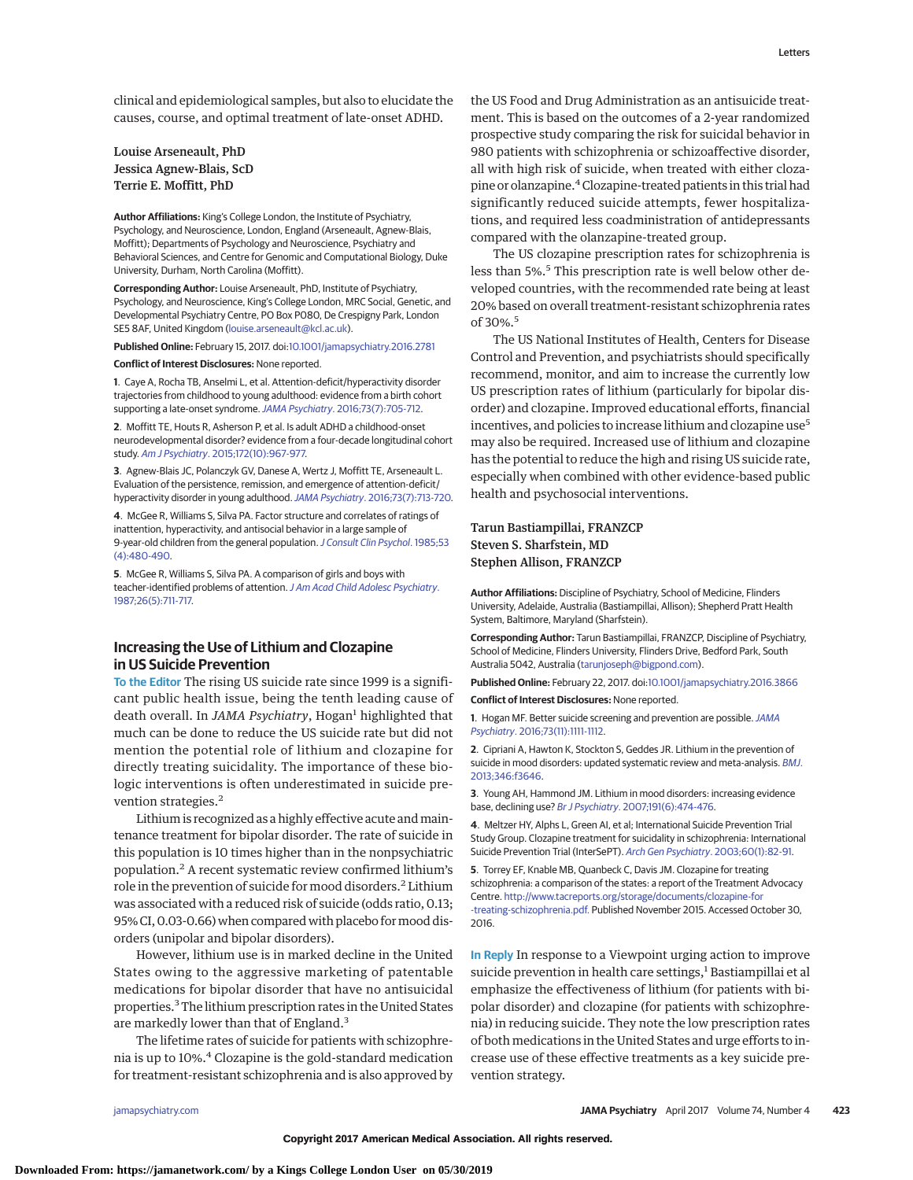clinical and epidemiological samples, but also to elucidate the causes, course, and optimal treatment of late-onset ADHD.

**Louise Arseneault, PhD**
**Jessica Agnew-Blais, ScD**
**Terrie E. Moffitt, PhD**

**Author Affiliations:** King's College London, the Institute of Psychiatry, Psychology, and Neuroscience, London, England (Arseneault, Agnew-Blais, Moffitt); Departments of Psychology and Neuroscience, Psychiatry and Behavioral Sciences, and Centre for Genomic and Computational Biology, Duke University, Durham, North Carolina (Moffitt).

**Corresponding Author:** Louise Arseneault, PhD, Institute of Psychiatry, Psychology, and Neuroscience, King's College London, MRC Social, Genetic, and Developmental Psychiatry Centre, PO Box P080, De Crespigny Park, London SE5 8AF, United Kingdom (louise.arseneault@kcl.ac.uk).

**Published Online:** February 15, 2017. doi:10.1001/jamapsychiatry.2016.2781

**Conflict of Interest Disclosures:** None reported.

1. Caye A, Rocha TB, Anselmi L, et al. Attention-deficit/hyperactivity disorder trajectories from childhood to young adulthood: evidence from a birth cohort supporting a late-onset syndrome. *JAMA Psychiatry*. 2016;73(7):705-712.

2. Moffitt TE, Houts R, Asherson P, et al. Is adult ADHD a childhood-onset neurodevelopmental disorder? evidence from a four-decade longitudinal cohort study. *Am J Psychiatry*. 2015;172(10):967-977.

3. Agnew-Blais JC, Polanczyk GV, Danese A, Wertz J, Moffitt TE, Arseneault L. Evaluation of the persistence, remission, and emergence of attention-deficit/hyperactivity disorder in young adulthood. *JAMA Psychiatry*. 2016;73(7):713-720.

4. McGee R, Williams S, Silva PA. Factor structure and correlates of ratings of inattention, hyperactivity, and antisocial behavior in a large sample of 9-year-old children from the general population. *J Consult Clin Psychol*. 1985;53(4):480-490.

5. McGee R, Williams S, Silva PA. A comparison of girls and boys with teacher-identified problems of attention. *J Am Acad Child Adolesc Psychiatry*. 1987;26(5):711-717.

## Increasing the Use of Lithium and Clozapine in US Suicide Prevention

**To the Editor** The rising US suicide rate since 1999 is a significant public health issue, being the tenth leading cause of death overall. In *JAMA Psychiatry*, Hogan[1] highlighted that much can be done to reduce the US suicide rate but did not mention the potential role of lithium and clozapine for directly treating suicidality. The importance of these biologic interventions is often underestimated in suicide prevention strategies.[2]

Lithium is recognized as a highly effective acute and maintenance treatment for bipolar disorder. The rate of suicide in this population is 10 times higher than in the nonpsychiatric population.[2] A recent systematic review confirmed lithium's role in the prevention of suicide for mood disorders.[2] Lithium was associated with a reduced risk of suicide (odds ratio, 0.13; 95% CI, 0.03-0.66) when compared with placebo for mood disorders (unipolar and bipolar disorders).

However, lithium use is in marked decline in the United States owing to the aggressive marketing of patentable medications for bipolar disorder that have no antisuicidal properties.[3] The lithium prescription rates in the United States are markedly lower than that of England.[3]

The lifetime rates of suicide for patients with schizophrenia is up to 10%.[4] Clozapine is the gold-standard medication for treatment-resistant schizophrenia and is also approved by the US Food and Drug Administration as an antisuicide treatment. This is based on the outcomes of a 2-year randomized prospective study comparing the risk for suicidal behavior in 980 patients with schizophrenia or schizoaffective disorder, all with high risk of suicide, when treated with either clozapine or olanzapine.[4] Clozapine-treated patients in this trial had significantly reduced suicide attempts, fewer hospitalizations, and required less coadministration of antidepressants compared with the olanzapine-treated group.

The US clozapine prescription rates for schizophrenia is less than 5%.[5] This prescription rate is well below other developed countries, with the recommended rate being at least 20% based on overall treatment-resistant schizophrenia rates of 30%.[5]

The US National Institutes of Health, Centers for Disease Control and Prevention, and psychiatrists should specifically recommend, monitor, and aim to increase the currently low US prescription rates of lithium (particularly for bipolar disorder) and clozapine. Improved educational efforts, financial incentives, and policies to increase lithium and clozapine use[5] may also be required. Increased use of lithium and clozapine has the potential to reduce the high and rising US suicide rate, especially when combined with other evidence-based public health and psychosocial interventions.

**Tarun Bastiampillai, FRANZCP**
**Steven S. Sharfstein, MD**
**Stephen Allison, FRANZCP**

**Author Affiliations:** Discipline of Psychiatry, School of Medicine, Flinders University, Adelaide, Australia (Bastiampillai, Allison); Shepherd Pratt Health System, Baltimore, Maryland (Sharfstein).

**Corresponding Author:** Tarun Bastiampillai, FRANZCP, Discipline of Psychiatry, School of Medicine, Flinders University, Flinders Drive, Bedford Park, South Australia 5042, Australia (tarunjoseph@bigpond.com).

**Published Online:** February 22, 2017. doi:10.1001/jamapsychiatry.2016.3866

**Conflict of Interest Disclosures:** None reported.

1. Hogan MF. Better suicide screening and prevention are possible. *JAMA Psychiatry*. 2016;73(11):1111-1112.

2. Cipriani A, Hawton K, Stockton S, Geddes JR. Lithium in the prevention of suicide in mood disorders: updated systematic review and meta-analysis. *BMJ*. 2013;346:f3646.

3. Young AH, Hammond JM. Lithium in mood disorders: increasing evidence base, declining use? *Br J Psychiatry*. 2007;191(6):474-476.

4. Meltzer HY, Alphs L, Green AI, et al; International Suicide Prevention Trial Study Group. Clozapine treatment for suicidality in schizophrenia: International Suicide Prevention Trial (InterSePT). *Arch Gen Psychiatry*. 2003;60(1):82-91.

5. Torrey EF, Knable MB, Quanbeck C, Davis JM. Clozapine for treating schizophrenia: a comparison of the states: a report of the Treatment Advocacy Centre. http://www.tacreports.org/storage/documents/clozapine-for-treating-schizophrenia.pdf. Published November 2015. Accessed October 30, 2016.

**In Reply** In response to a Viewpoint urging action to improve suicide prevention in health care settings,[1] Bastiampillai et al emphasize the effectiveness of lithium (for patients with bipolar disorder) and clozapine (for patients with schizophrenia) in reducing suicide. They note the low prescription rates of both medications in the United States and urge efforts to increase use of these effective treatments as a key suicide prevention strategy.